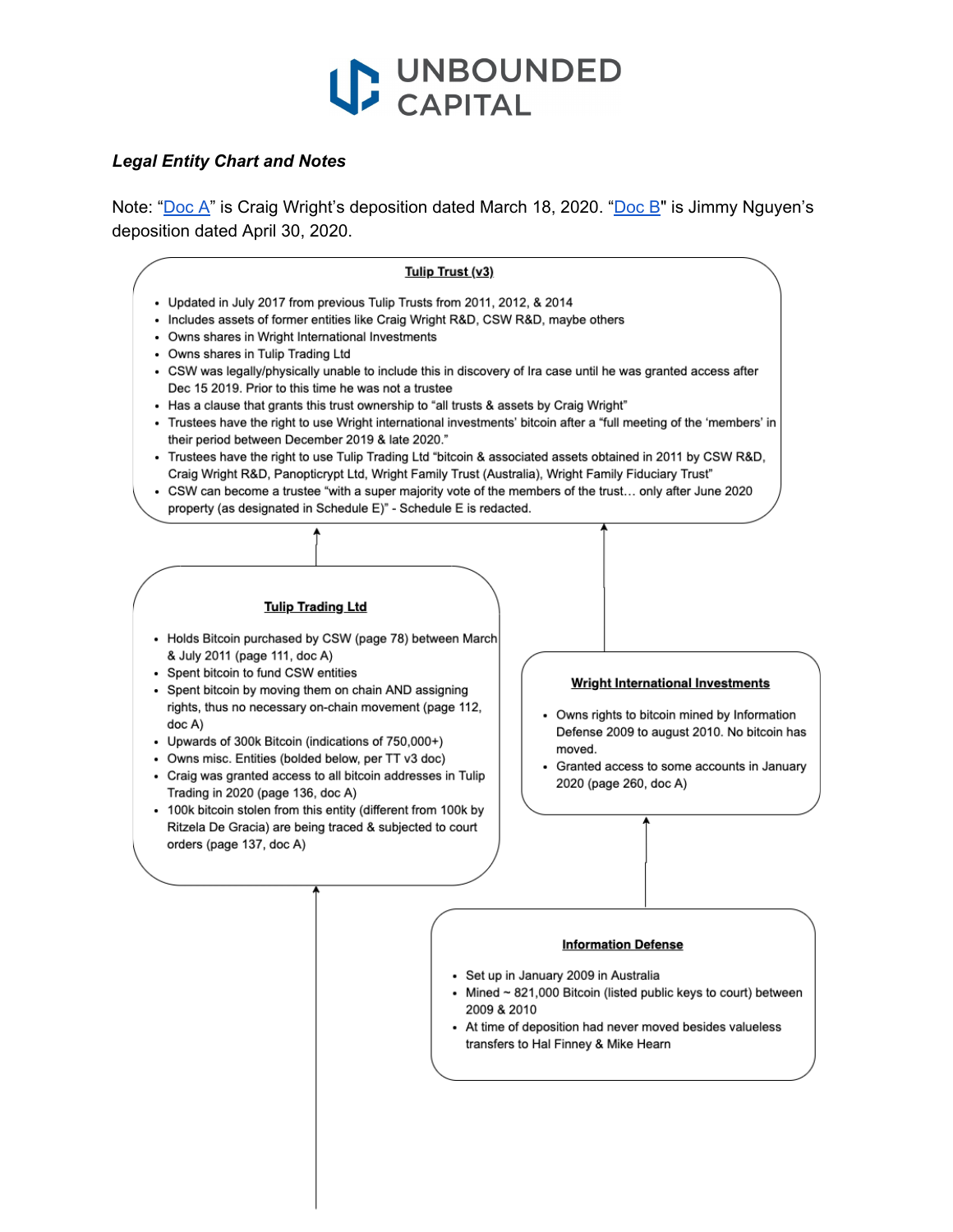UNBOUNDED CAPITAL

***Legal Entity Chart and Notes***

Note: "Doc A" is Craig Wright's deposition dated March 18, 2020. "Doc B" is Jimmy Nguyen's deposition dated April 30, 2020.

### Tulip Trust (v3)

- Updated in July 2017 from previous Tulip Trusts from 2011, 2012, & 2014
- Includes assets of former entities like Craig Wright R&D, CSW R&D, maybe others
- Owns shares in Wright International Investments
- Owns shares in Tulip Trading Ltd
- CSW was legally/physically unable to include this in discovery of Ira case until he was granted access after Dec 15 2019. Prior to this time he was not a trustee
- Has a clause that grants this trust ownership to "all trusts & assets by Craig Wright"
- Trustees have the right to use Wright international investments' bitcoin after a "full meeting of the 'members' in their period between December 2019 & late 2020."
- Trustees have the right to use Tulip Trading Ltd "bitcoin & associated assets obtained in 2011 by CSW R&D, Craig Wright R&D, Panopticrypt Ltd, Wright Family Trust (Australia), Wright Family Fiduciary Trust"
- CSW can become a trustee "with a super majority vote of the members of the trust… only after June 2020 property (as designated in Schedule E)" - Schedule E is redacted.

### Tulip Trading Ltd

- Holds Bitcoin purchased by CSW (page 78) between March & July 2011 (page 111, doc A)
- Spent bitcoin to fund CSW entities
- Spent bitcoin by moving them on chain AND assigning rights, thus no necessary on-chain movement (page 112, doc A)
- Upwards of 300k Bitcoin (indications of 750,000+)
- Owns misc. Entities (bolded below, per TT v3 doc)
- Craig was granted access to all bitcoin addresses in Tulip Trading in 2020 (page 136, doc A)
- 100k bitcoin stolen from this entity (different from 100k by Ritzela De Gracia) are being traced & subjected to court orders (page 137, doc A)

### Wright International Investments

- Owns rights to bitcoin mined by Information Defense 2009 to august 2010. No bitcoin has moved.
- Granted access to some accounts in January 2020 (page 260, doc A)

### Information Defense

- Set up in January 2009 in Australia
- Mined ~ 821,000 Bitcoin (listed public keys to court) between 2009 & 2010
- At time of deposition had never moved besides valueless transfers to Hal Finney & Mike Hearn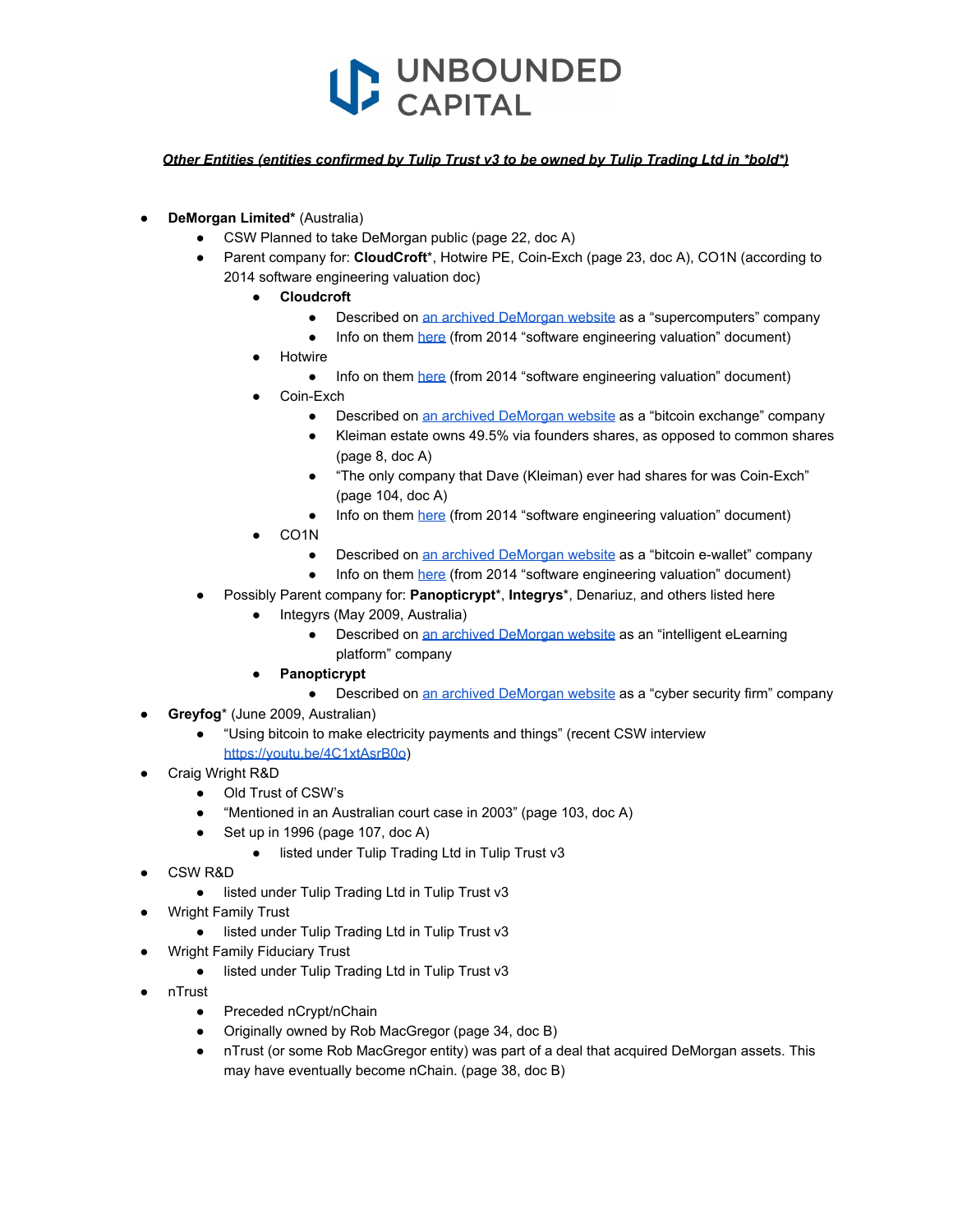***Other Entities (entities confirmed by Tulip Trust v3 to be owned by Tulip Trading Ltd in *bold*)***

- **DeMorgan Limited*** (Australia)
  - CSW Planned to take DeMorgan public (page 22, doc A)
  - Parent company for: **CloudCroft***, Hotwire PE, Coin-Exch (page 23, doc A), CO1N (according to 2014 software engineering valuation doc)
    - **Cloudcroft**
      - Described on an archived DeMorgan website as a "supercomputers" company
      - Info on them here (from 2014 "software engineering valuation" document)
    - Hotwire
      - Info on them here (from 2014 "software engineering valuation" document)
    - Coin-Exch
      - Described on an archived DeMorgan website as a "bitcoin exchange" company
      - Kleiman estate owns 49.5% via founders shares, as opposed to common shares (page 8, doc A)
      - "The only company that Dave (Kleiman) ever had shares for was Coin-Exch" (page 104, doc A)
      - Info on them here (from 2014 "software engineering valuation" document)
    - CO1N
      - Described on an archived DeMorgan website as a "bitcoin e-wallet" company
      - Info on them here (from 2014 "software engineering valuation" document)
  - Possibly Parent company for: **Panopticrypt***, **Integrys***, Denariuz, and others listed here
    - Integyrs (May 2009, Australia)
      - Described on an archived DeMorgan website as an "intelligent eLearning platform" company
    - **Panopticrypt**
      - Described on an archived DeMorgan website as a "cyber security firm" company
- **Greyfog*** (June 2009, Australian)
  - "Using bitcoin to make electricity payments and things" (recent CSW interview https://youtu.be/4C1xtAsrB0o)
- Craig Wright R&D
  - Old Trust of CSW's
  - "Mentioned in an Australian court case in 2003" (page 103, doc A)
  - Set up in 1996 (page 107, doc A)
    - listed under Tulip Trading Ltd in Tulip Trust v3
- CSW R&D
  - listed under Tulip Trading Ltd in Tulip Trust v3
- Wright Family Trust
  - listed under Tulip Trading Ltd in Tulip Trust v3
- Wright Family Fiduciary Trust
  - listed under Tulip Trading Ltd in Tulip Trust v3
- nTrust
  - Preceded nCrypt/nChain
  - Originally owned by Rob MacGregor (page 34, doc B)
  - nTrust (or some Rob MacGregor entity) was part of a deal that acquired DeMorgan assets. This may have eventually become nChain. (page 38, doc B)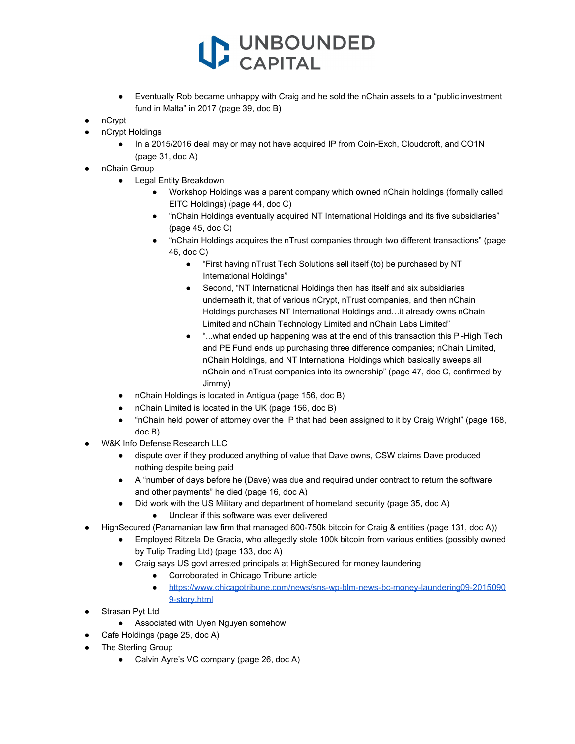- Eventually Rob became unhappy with Craig and he sold the nChain assets to a "public investment fund in Malta" in 2017 (page 39, doc B)
- nCrypt
- nCrypt Holdings
  - In a 2015/2016 deal may or may not have acquired IP from Coin-Exch, Cloudcroft, and CO1N (page 31, doc A)
- nChain Group
  - Legal Entity Breakdown
    - Workshop Holdings was a parent company which owned nChain holdings (formally called EITC Holdings) (page 44, doc C)
    - "nChain Holdings eventually acquired NT International Holdings and its five subsidiaries" (page 45, doc C)
    - "nChain Holdings acquires the nTrust companies through two different transactions" (page 46, doc C)
      - "First having nTrust Tech Solutions sell itself (to) be purchased by NT International Holdings"
      - Second, "NT International Holdings then has itself and six subsidiaries underneath it, that of various nCrypt, nTrust companies, and then nChain Holdings purchases NT International Holdings and…it already owns nChain Limited and nChain Technology Limited and nChain Labs Limited"
      - "...what ended up happening was at the end of this transaction this Pi-High Tech and PE Fund ends up purchasing three difference companies; nChain Limited, nChain Holdings, and NT International Holdings which basically sweeps all nChain and nTrust companies into its ownership" (page 47, doc C, confirmed by Jimmy)
  - nChain Holdings is located in Antigua (page 156, doc B)
  - nChain Limited is located in the UK (page 156, doc B)
  - "nChain held power of attorney over the IP that had been assigned to it by Craig Wright" (page 168, doc B)
- W&K Info Defense Research LLC
  - dispute over if they produced anything of value that Dave owns, CSW claims Dave produced nothing despite being paid
  - A "number of days before he (Dave) was due and required under contract to return the software and other payments" he died (page 16, doc A)
  - Did work with the US Military and department of homeland security (page 35, doc A)
    - Unclear if this software was ever delivered
- HighSecured (Panamanian law firm that managed 600-750k bitcoin for Craig & entities (page 131, doc A))
  - Employed Ritzela De Gracia, who allegedly stole 100k bitcoin from various entities (possibly owned by Tulip Trading Ltd) (page 133, doc A)
  - Craig says US govt arrested principals at HighSecured for money laundering
    - Corroborated in Chicago Tribune article
    - [https://www.chicagotribune.com/news/sns-wp-blm-news-bc-money-laundering09-20150909-story.html](https://www.chicagotribune.com/news/sns-wp-blm-news-bc-money-laundering09-20150909-story.html)
- Strasan Pyt Ltd
  - Associated with Uyen Nguyen somehow
- Cafe Holdings (page 25, doc A)
- The Sterling Group
  - Calvin Ayre's VC company (page 26, doc A)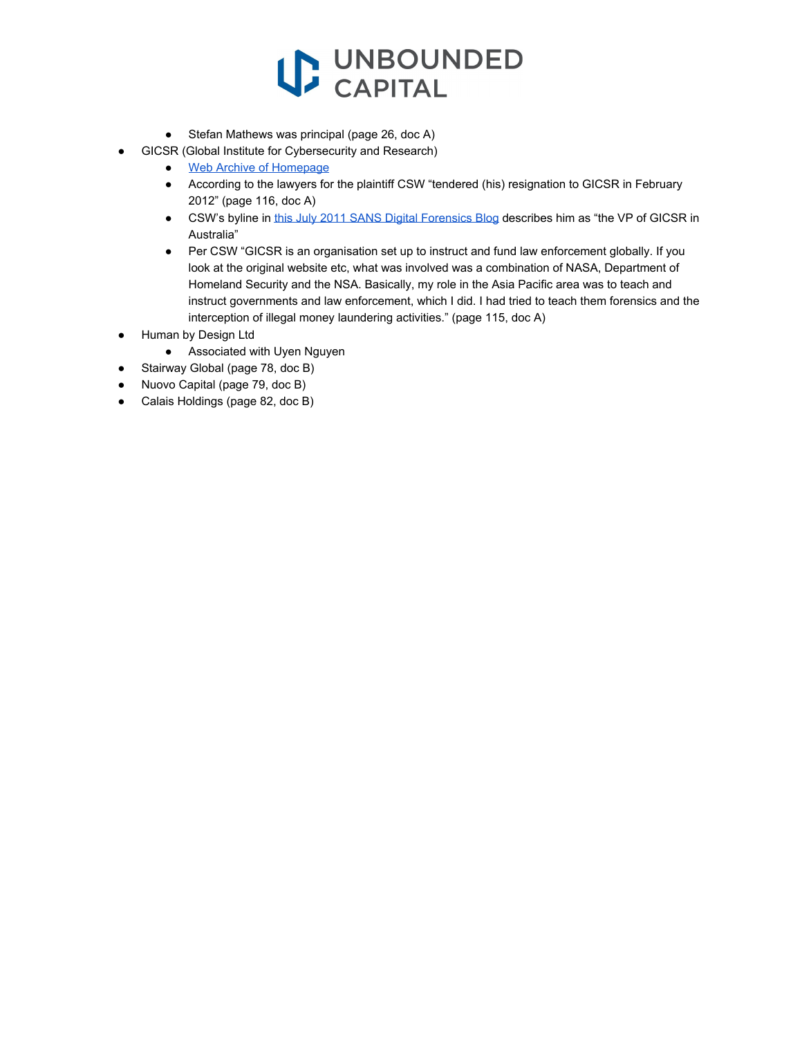- Stefan Mathews was principal (page 26, doc A)
- GICSR (Global Institute for Cybersecurity and Research)
  - [Web Archive of Homepage]
  - According to the lawyers for the plaintiff CSW "tendered (his) resignation to GICSR in February 2012" (page 116, doc A)
  - CSW's byline in [this July 2011 SANS Digital Forensics Blog] describes him as "the VP of GICSR in Australia"
  - Per CSW "GICSR is an organisation set up to instruct and fund law enforcement globally. If you look at the original website etc, what was involved was a combination of NASA, Department of Homeland Security and the NSA. Basically, my role in the Asia Pacific area was to teach and instruct governments and law enforcement, which I did. I had tried to teach them forensics and the interception of illegal money laundering activities." (page 115, doc A)
- Human by Design Ltd
  - Associated with Uyen Nguyen
- Stairway Global (page 78, doc B)
- Nuovo Capital (page 79, doc B)
- Calais Holdings (page 82, doc B)